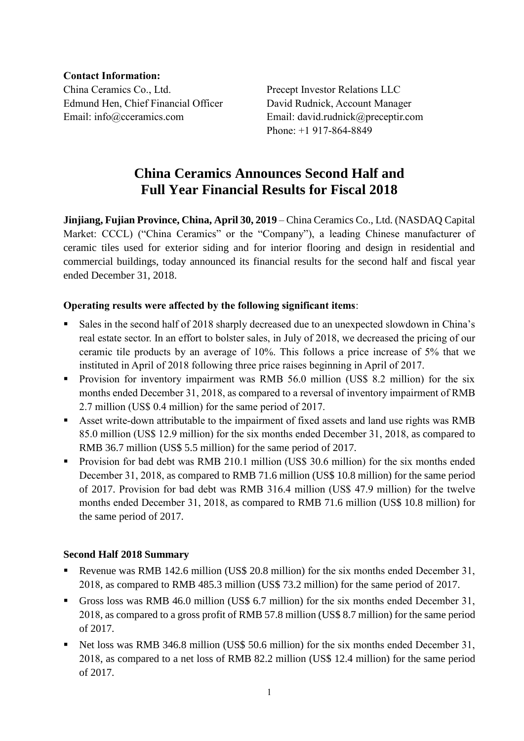**Contact Information:**

China Ceramics Co., Ltd.
Edmund Hen, Chief Financial Officer
Email: info@cceramics.com

Precept Investor Relations LLC
David Rudnick, Account Manager
Email: david.rudnick@preceptir.com
Phone: +1 917-864-8849

# China Ceramics Announces Second Half and Full Year Financial Results for Fiscal 2018

**Jinjiang, Fujian Province, China, April 30, 2019** – China Ceramics Co., Ltd. (NASDAQ Capital Market: CCCL) ("China Ceramics" or the "Company"), a leading Chinese manufacturer of ceramic tiles used for exterior siding and for interior flooring and design in residential and commercial buildings, today announced its financial results for the second half and fiscal year ended December 31, 2018.

**Operating results were affected by the following significant items**:

- Sales in the second half of 2018 sharply decreased due to an unexpected slowdown in China's real estate sector. In an effort to bolster sales, in July of 2018, we decreased the pricing of our ceramic tile products by an average of 10%. This follows a price increase of 5% that we instituted in April of 2018 following three price raises beginning in April of 2017.
- Provision for inventory impairment was RMB 56.0 million (US$ 8.2 million) for the six months ended December 31, 2018, as compared to a reversal of inventory impairment of RMB 2.7 million (US$ 0.4 million) for the same period of 2017.
- Asset write-down attributable to the impairment of fixed assets and land use rights was RMB 85.0 million (US$ 12.9 million) for the six months ended December 31, 2018, as compared to RMB 36.7 million (US$ 5.5 million) for the same period of 2017.
- Provision for bad debt was RMB 210.1 million (US$ 30.6 million) for the six months ended December 31, 2018, as compared to RMB 71.6 million (US$ 10.8 million) for the same period of 2017. Provision for bad debt was RMB 316.4 million (US$ 47.9 million) for the twelve months ended December 31, 2018, as compared to RMB 71.6 million (US$ 10.8 million) for the same period of 2017.

**Second Half 2018 Summary**

- Revenue was RMB 142.6 million (US$ 20.8 million) for the six months ended December 31, 2018, as compared to RMB 485.3 million (US$ 73.2 million) for the same period of 2017.
- Gross loss was RMB 46.0 million (US$ 6.7 million) for the six months ended December 31, 2018, as compared to a gross profit of RMB 57.8 million (US$ 8.7 million) for the same period of 2017.
- Net loss was RMB 346.8 million (US$ 50.6 million) for the six months ended December 31, 2018, as compared to a net loss of RMB 82.2 million (US$ 12.4 million) for the same period of 2017.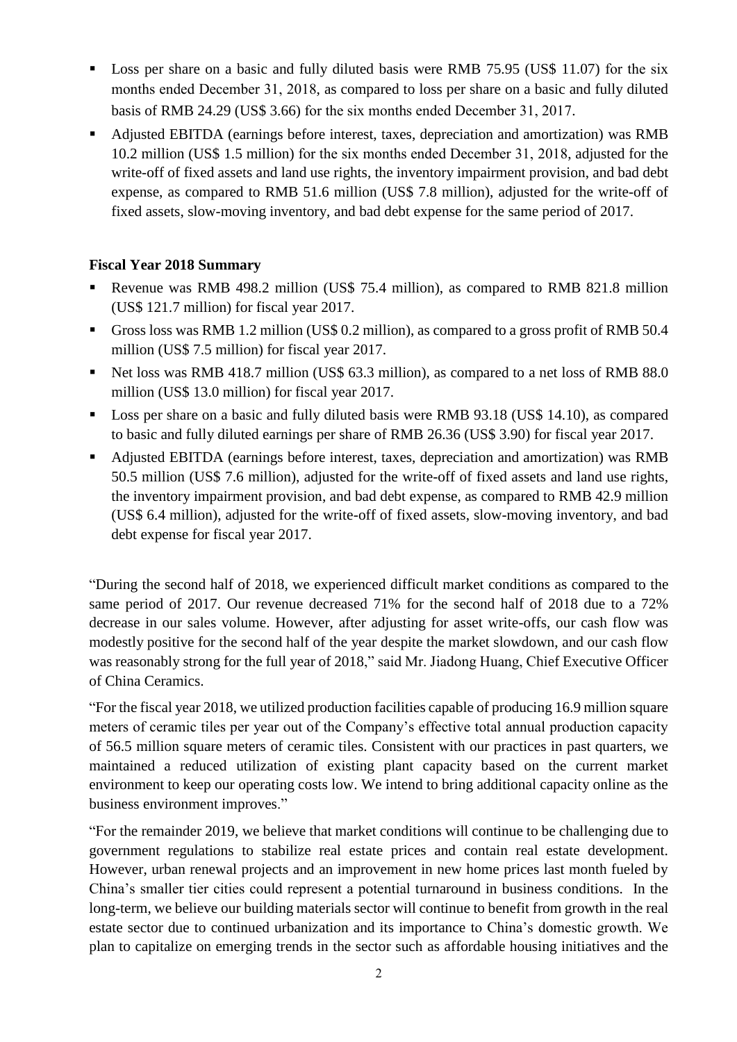- Loss per share on a basic and fully diluted basis were RMB 75.95 (US$ 11.07) for the six months ended December 31, 2018, as compared to loss per share on a basic and fully diluted basis of RMB 24.29 (US$ 3.66) for the six months ended December 31, 2017.
- Adjusted EBITDA (earnings before interest, taxes, depreciation and amortization) was RMB 10.2 million (US$ 1.5 million) for the six months ended December 31, 2018, adjusted for the write-off of fixed assets and land use rights, the inventory impairment provision, and bad debt expense, as compared to RMB 51.6 million (US$ 7.8 million), adjusted for the write-off of fixed assets, slow-moving inventory, and bad debt expense for the same period of 2017.

**Fiscal Year 2018 Summary**

- Revenue was RMB 498.2 million (US$ 75.4 million), as compared to RMB 821.8 million (US$ 121.7 million) for fiscal year 2017.
- Gross loss was RMB 1.2 million (US$ 0.2 million), as compared to a gross profit of RMB 50.4 million (US$ 7.5 million) for fiscal year 2017.
- Net loss was RMB 418.7 million (US$ 63.3 million), as compared to a net loss of RMB 88.0 million (US$ 13.0 million) for fiscal year 2017.
- Loss per share on a basic and fully diluted basis were RMB 93.18 (US$ 14.10), as compared to basic and fully diluted earnings per share of RMB 26.36 (US$ 3.90) for fiscal year 2017.
- Adjusted EBITDA (earnings before interest, taxes, depreciation and amortization) was RMB 50.5 million (US$ 7.6 million), adjusted for the write-off of fixed assets and land use rights, the inventory impairment provision, and bad debt expense, as compared to RMB 42.9 million (US$ 6.4 million), adjusted for the write-off of fixed assets, slow-moving inventory, and bad debt expense for fiscal year 2017.

"During the second half of 2018, we experienced difficult market conditions as compared to the same period of 2017. Our revenue decreased 71% for the second half of 2018 due to a 72% decrease in our sales volume. However, after adjusting for asset write-offs, our cash flow was modestly positive for the second half of the year despite the market slowdown, and our cash flow was reasonably strong for the full year of 2018," said Mr. Jiadong Huang, Chief Executive Officer of China Ceramics.

"For the fiscal year 2018, we utilized production facilities capable of producing 16.9 million square meters of ceramic tiles per year out of the Company's effective total annual production capacity of 56.5 million square meters of ceramic tiles. Consistent with our practices in past quarters, we maintained a reduced utilization of existing plant capacity based on the current market environment to keep our operating costs low. We intend to bring additional capacity online as the business environment improves."

"For the remainder 2019, we believe that market conditions will continue to be challenging due to government regulations to stabilize real estate prices and contain real estate development. However, urban renewal projects and an improvement in new home prices last month fueled by China's smaller tier cities could represent a potential turnaround in business conditions. In the long-term, we believe our building materials sector will continue to benefit from growth in the real estate sector due to continued urbanization and its importance to China's domestic growth. We plan to capitalize on emerging trends in the sector such as affordable housing initiatives and the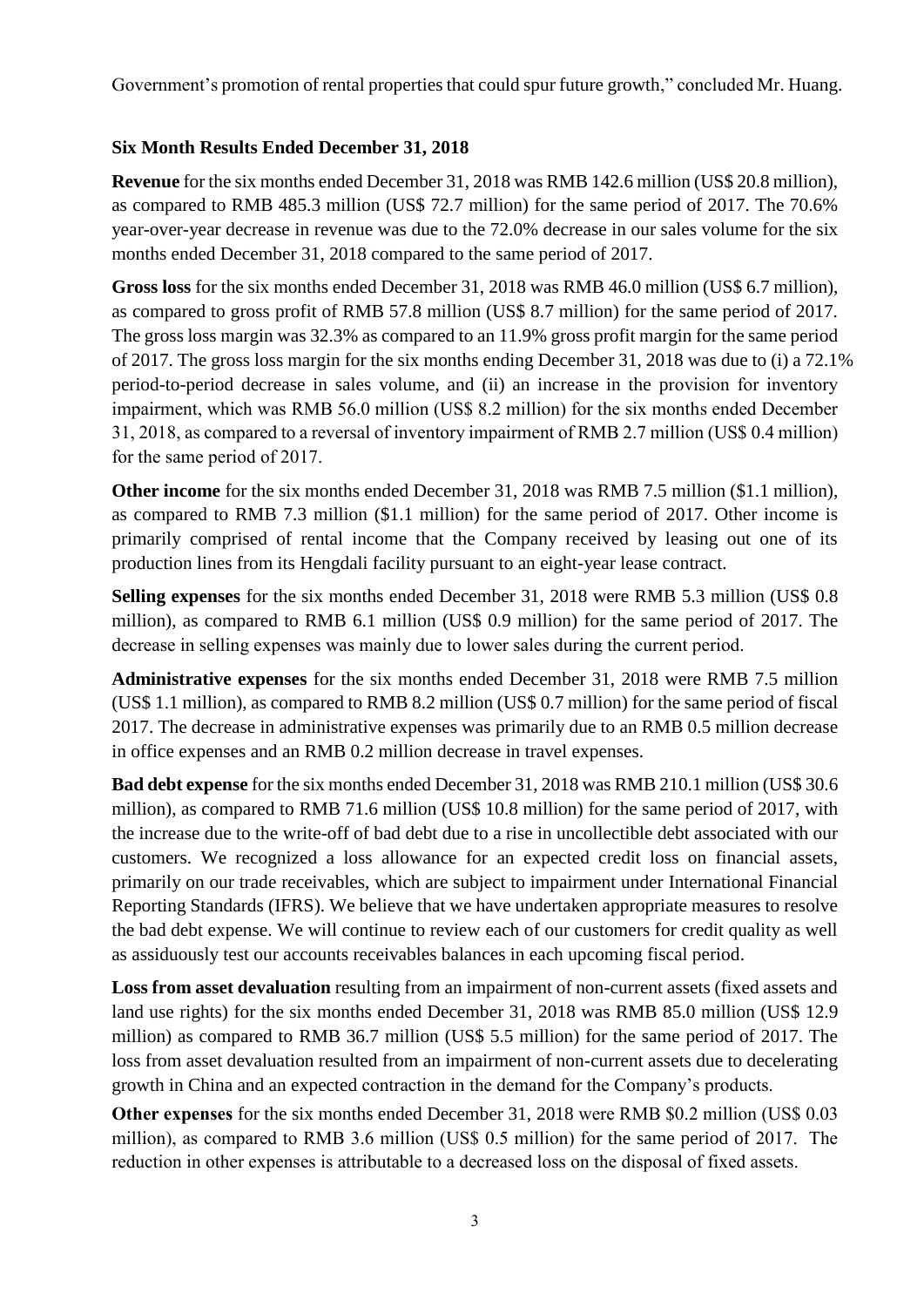Government's promotion of rental properties that could spur future growth," concluded Mr. Huang.

**Six Month Results Ended December 31, 2018**

**Revenue** for the six months ended December 31, 2018 was RMB 142.6 million (US$ 20.8 million), as compared to RMB 485.3 million (US$ 72.7 million) for the same period of 2017. The 70.6% year-over-year decrease in revenue was due to the 72.0% decrease in our sales volume for the six months ended December 31, 2018 compared to the same period of 2017.

**Gross loss** for the six months ended December 31, 2018 was RMB 46.0 million (US$ 6.7 million), as compared to gross profit of RMB 57.8 million (US$ 8.7 million) for the same period of 2017. The gross loss margin was 32.3% as compared to an 11.9% gross profit margin for the same period of 2017. The gross loss margin for the six months ending December 31, 2018 was due to (i) a 72.1% period-to-period decrease in sales volume, and (ii) an increase in the provision for inventory impairment, which was RMB 56.0 million (US$ 8.2 million) for the six months ended December 31, 2018, as compared to a reversal of inventory impairment of RMB 2.7 million (US$ 0.4 million) for the same period of 2017.

**Other income** for the six months ended December 31, 2018 was RMB 7.5 million ($1.1 million), as compared to RMB 7.3 million ($1.1 million) for the same period of 2017. Other income is primarily comprised of rental income that the Company received by leasing out one of its production lines from its Hengdali facility pursuant to an eight-year lease contract.

**Selling expenses** for the six months ended December 31, 2018 were RMB 5.3 million (US$ 0.8 million), as compared to RMB 6.1 million (US$ 0.9 million) for the same period of 2017. The decrease in selling expenses was mainly due to lower sales during the current period.

**Administrative expenses** for the six months ended December 31, 2018 were RMB 7.5 million (US$ 1.1 million), as compared to RMB 8.2 million (US$ 0.7 million) for the same period of fiscal 2017. The decrease in administrative expenses was primarily due to an RMB 0.5 million decrease in office expenses and an RMB 0.2 million decrease in travel expenses.

**Bad debt expense** for the six months ended December 31, 2018 was RMB 210.1 million (US$ 30.6 million), as compared to RMB 71.6 million (US$ 10.8 million) for the same period of 2017, with the increase due to the write-off of bad debt due to a rise in uncollectible debt associated with our customers. We recognized a loss allowance for an expected credit loss on financial assets, primarily on our trade receivables, which are subject to impairment under International Financial Reporting Standards (IFRS). We believe that we have undertaken appropriate measures to resolve the bad debt expense. We will continue to review each of our customers for credit quality as well as assiduously test our accounts receivables balances in each upcoming fiscal period.

**Loss from asset devaluation** resulting from an impairment of non-current assets (fixed assets and land use rights) for the six months ended December 31, 2018 was RMB 85.0 million (US$ 12.9 million) as compared to RMB 36.7 million (US$ 5.5 million) for the same period of 2017. The loss from asset devaluation resulted from an impairment of non-current assets due to decelerating growth in China and an expected contraction in the demand for the Company's products.

**Other expenses** for the six months ended December 31, 2018 were RMB $0.2 million (US$ 0.03 million), as compared to RMB 3.6 million (US$ 0.5 million) for the same period of 2017. The reduction in other expenses is attributable to a decreased loss on the disposal of fixed assets.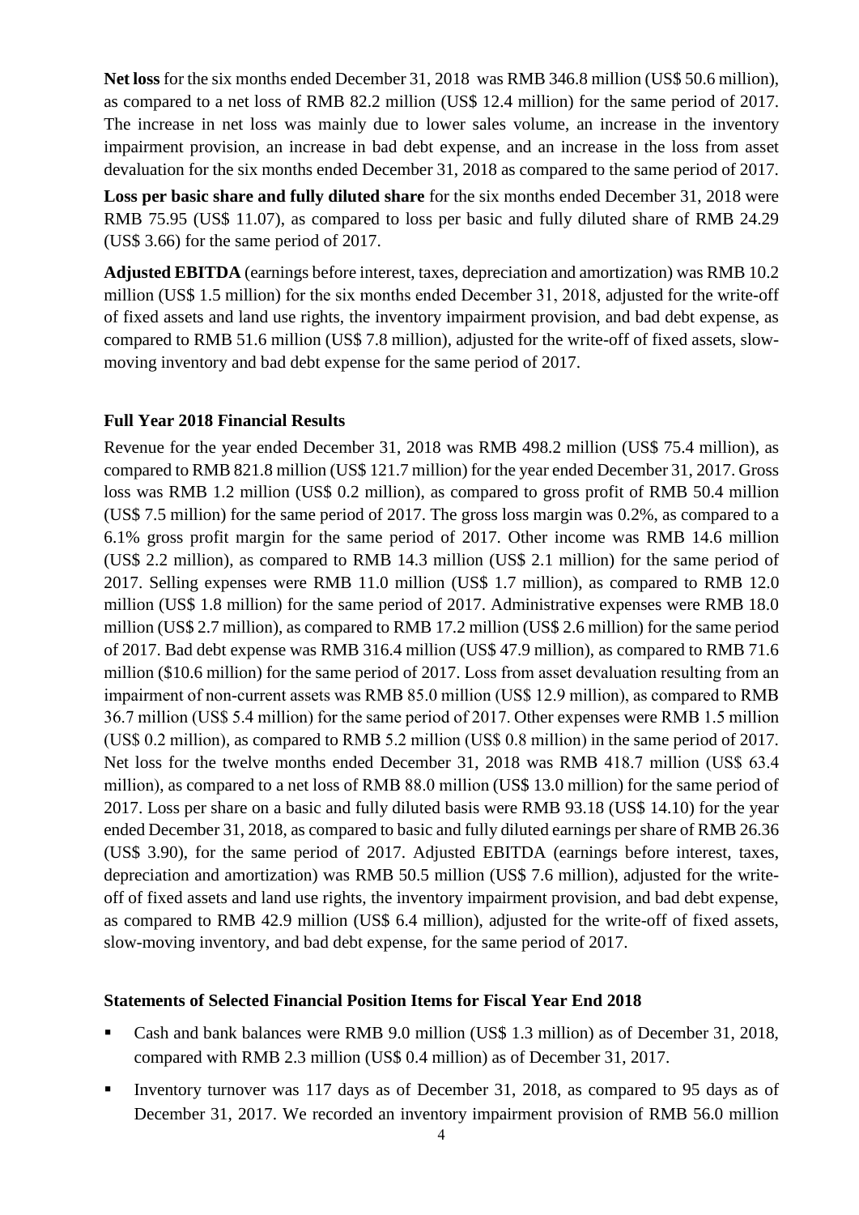**Net loss** for the six months ended December 31, 2018 was RMB 346.8 million (US$ 50.6 million), as compared to a net loss of RMB 82.2 million (US$ 12.4 million) for the same period of 2017. The increase in net loss was mainly due to lower sales volume, an increase in the inventory impairment provision, an increase in bad debt expense, and an increase in the loss from asset devaluation for the six months ended December 31, 2018 as compared to the same period of 2017.

**Loss per basic share and fully diluted share** for the six months ended December 31, 2018 were RMB 75.95 (US$ 11.07), as compared to loss per basic and fully diluted share of RMB 24.29 (US$ 3.66) for the same period of 2017.

**Adjusted EBITDA** (earnings before interest, taxes, depreciation and amortization) was RMB 10.2 million (US$ 1.5 million) for the six months ended December 31, 2018, adjusted for the write-off of fixed assets and land use rights, the inventory impairment provision, and bad debt expense, as compared to RMB 51.6 million (US$ 7.8 million), adjusted for the write-off of fixed assets, slow-moving inventory and bad debt expense for the same period of 2017.

**Full Year 2018 Financial Results**

Revenue for the year ended December 31, 2018 was RMB 498.2 million (US$ 75.4 million), as compared to RMB 821.8 million (US$ 121.7 million) for the year ended December 31, 2017. Gross loss was RMB 1.2 million (US$ 0.2 million), as compared to gross profit of RMB 50.4 million (US$ 7.5 million) for the same period of 2017. The gross loss margin was 0.2%, as compared to a 6.1% gross profit margin for the same period of 2017. Other income was RMB 14.6 million (US$ 2.2 million), as compared to RMB 14.3 million (US$ 2.1 million) for the same period of 2017. Selling expenses were RMB 11.0 million (US$ 1.7 million), as compared to RMB 12.0 million (US$ 1.8 million) for the same period of 2017. Administrative expenses were RMB 18.0 million (US$ 2.7 million), as compared to RMB 17.2 million (US$ 2.6 million) for the same period of 2017. Bad debt expense was RMB 316.4 million (US$ 47.9 million), as compared to RMB 71.6 million ($10.6 million) for the same period of 2017. Loss from asset devaluation resulting from an impairment of non-current assets was RMB 85.0 million (US$ 12.9 million), as compared to RMB 36.7 million (US$ 5.4 million) for the same period of 2017. Other expenses were RMB 1.5 million (US$ 0.2 million), as compared to RMB 5.2 million (US$ 0.8 million) in the same period of 2017. Net loss for the twelve months ended December 31, 2018 was RMB 418.7 million (US$ 63.4 million), as compared to a net loss of RMB 88.0 million (US$ 13.0 million) for the same period of 2017. Loss per share on a basic and fully diluted basis were RMB 93.18 (US$ 14.10) for the year ended December 31, 2018, as compared to basic and fully diluted earnings per share of RMB 26.36 (US$ 3.90), for the same period of 2017. Adjusted EBITDA (earnings before interest, taxes, depreciation and amortization) was RMB 50.5 million (US$ 7.6 million), adjusted for the write-off of fixed assets and land use rights, the inventory impairment provision, and bad debt expense, as compared to RMB 42.9 million (US$ 6.4 million), adjusted for the write-off of fixed assets, slow-moving inventory, and bad debt expense, for the same period of 2017.

**Statements of Selected Financial Position Items for Fiscal Year End 2018**

- Cash and bank balances were RMB 9.0 million (US$ 1.3 million) as of December 31, 2018, compared with RMB 2.3 million (US$ 0.4 million) as of December 31, 2017.
- Inventory turnover was 117 days as of December 31, 2018, as compared to 95 days as of December 31, 2017. We recorded an inventory impairment provision of RMB 56.0 million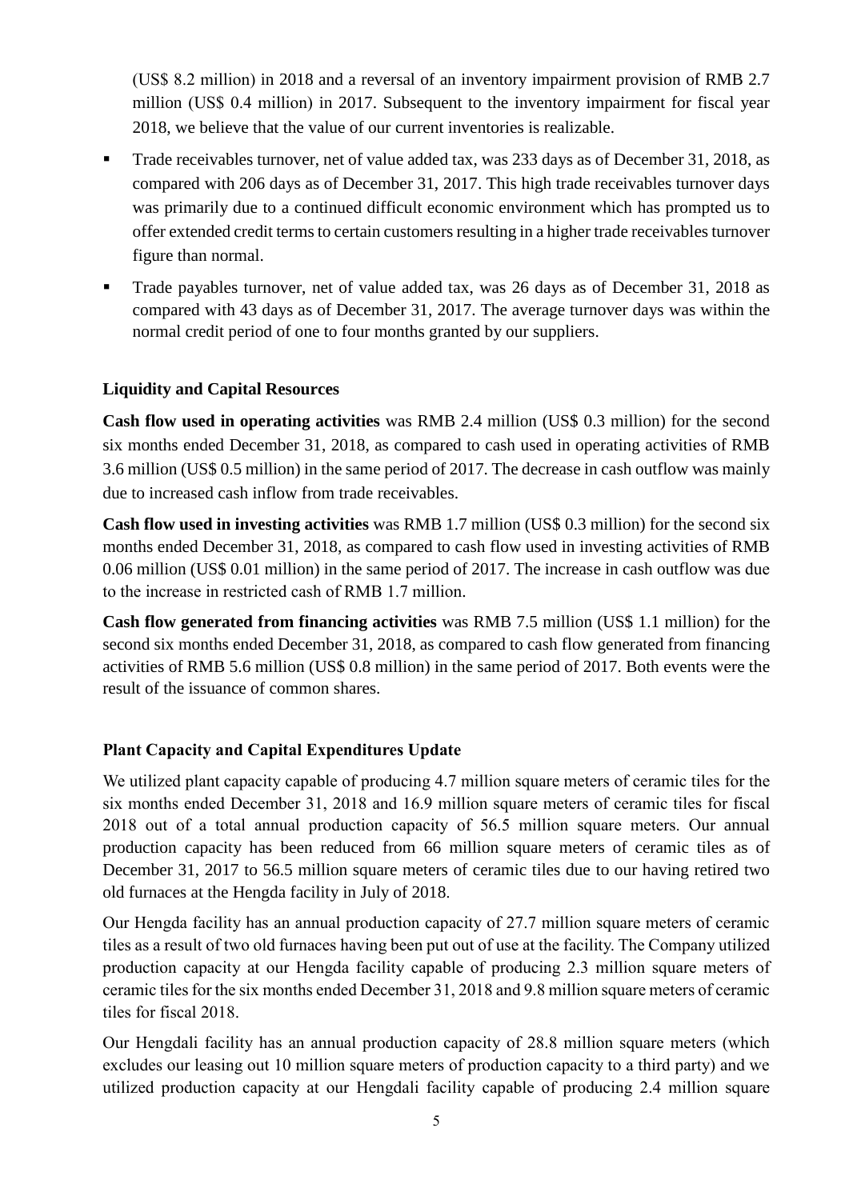(US$ 8.2 million) in 2018 and a reversal of an inventory impairment provision of RMB 2.7 million (US$ 0.4 million) in 2017. Subsequent to the inventory impairment for fiscal year 2018, we believe that the value of our current inventories is realizable.

- Trade receivables turnover, net of value added tax, was 233 days as of December 31, 2018, as compared with 206 days as of December 31, 2017. This high trade receivables turnover days was primarily due to a continued difficult economic environment which has prompted us to offer extended credit terms to certain customers resulting in a higher trade receivables turnover figure than normal.
- Trade payables turnover, net of value added tax, was 26 days as of December 31, 2018 as compared with 43 days as of December 31, 2017. The average turnover days was within the normal credit period of one to four months granted by our suppliers.

### Liquidity and Capital Resources

**Cash flow used in operating activities** was RMB 2.4 million (US$ 0.3 million) for the second six months ended December 31, 2018, as compared to cash used in operating activities of RMB 3.6 million (US$ 0.5 million) in the same period of 2017. The decrease in cash outflow was mainly due to increased cash inflow from trade receivables.

**Cash flow used in investing activities** was RMB 1.7 million (US$ 0.3 million) for the second six months ended December 31, 2018, as compared to cash flow used in investing activities of RMB 0.06 million (US$ 0.01 million) in the same period of 2017. The increase in cash outflow was due to the increase in restricted cash of RMB 1.7 million.

**Cash flow generated from financing activities** was RMB 7.5 million (US$ 1.1 million) for the second six months ended December 31, 2018, as compared to cash flow generated from financing activities of RMB 5.6 million (US$ 0.8 million) in the same period of 2017. Both events were the result of the issuance of common shares.

### Plant Capacity and Capital Expenditures Update

We utilized plant capacity capable of producing 4.7 million square meters of ceramic tiles for the six months ended December 31, 2018 and 16.9 million square meters of ceramic tiles for fiscal 2018 out of a total annual production capacity of 56.5 million square meters. Our annual production capacity has been reduced from 66 million square meters of ceramic tiles as of December 31, 2017 to 56.5 million square meters of ceramic tiles due to our having retired two old furnaces at the Hengda facility in July of 2018.

Our Hengda facility has an annual production capacity of 27.7 million square meters of ceramic tiles as a result of two old furnaces having been put out of use at the facility. The Company utilized production capacity at our Hengda facility capable of producing 2.3 million square meters of ceramic tiles for the six months ended December 31, 2018 and 9.8 million square meters of ceramic tiles for fiscal 2018.

Our Hengdali facility has an annual production capacity of 28.8 million square meters (which excludes our leasing out 10 million square meters of production capacity to a third party) and we utilized production capacity at our Hengdali facility capable of producing 2.4 million square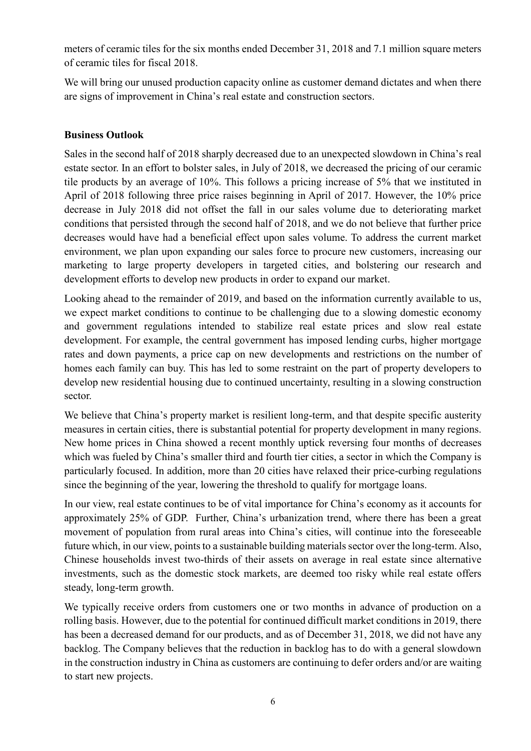meters of ceramic tiles for the six months ended December 31, 2018 and 7.1 million square meters of ceramic tiles for fiscal 2018.

We will bring our unused production capacity online as customer demand dictates and when there are signs of improvement in China's real estate and construction sectors.

**Business Outlook**

Sales in the second half of 2018 sharply decreased due to an unexpected slowdown in China's real estate sector. In an effort to bolster sales, in July of 2018, we decreased the pricing of our ceramic tile products by an average of 10%. This follows a pricing increase of 5% that we instituted in April of 2018 following three price raises beginning in April of 2017. However, the 10% price decrease in July 2018 did not offset the fall in our sales volume due to deteriorating market conditions that persisted through the second half of 2018, and we do not believe that further price decreases would have had a beneficial effect upon sales volume. To address the current market environment, we plan upon expanding our sales force to procure new customers, increasing our marketing to large property developers in targeted cities, and bolstering our research and development efforts to develop new products in order to expand our market.

Looking ahead to the remainder of 2019, and based on the information currently available to us, we expect market conditions to continue to be challenging due to a slowing domestic economy and government regulations intended to stabilize real estate prices and slow real estate development. For example, the central government has imposed lending curbs, higher mortgage rates and down payments, a price cap on new developments and restrictions on the number of homes each family can buy. This has led to some restraint on the part of property developers to develop new residential housing due to continued uncertainty, resulting in a slowing construction sector.

We believe that China's property market is resilient long-term, and that despite specific austerity measures in certain cities, there is substantial potential for property development in many regions. New home prices in China showed a recent monthly uptick reversing four months of decreases which was fueled by China's smaller third and fourth tier cities, a sector in which the Company is particularly focused. In addition, more than 20 cities have relaxed their price-curbing regulations since the beginning of the year, lowering the threshold to qualify for mortgage loans.

In our view, real estate continues to be of vital importance for China's economy as it accounts for approximately 25% of GDP. Further, China's urbanization trend, where there has been a great movement of population from rural areas into China's cities, will continue into the foreseeable future which, in our view, points to a sustainable building materials sector over the long-term. Also, Chinese households invest two-thirds of their assets on average in real estate since alternative investments, such as the domestic stock markets, are deemed too risky while real estate offers steady, long-term growth.

We typically receive orders from customers one or two months in advance of production on a rolling basis. However, due to the potential for continued difficult market conditions in 2019, there has been a decreased demand for our products, and as of December 31, 2018, we did not have any backlog. The Company believes that the reduction in backlog has to do with a general slowdown in the construction industry in China as customers are continuing to defer orders and/or are waiting to start new projects.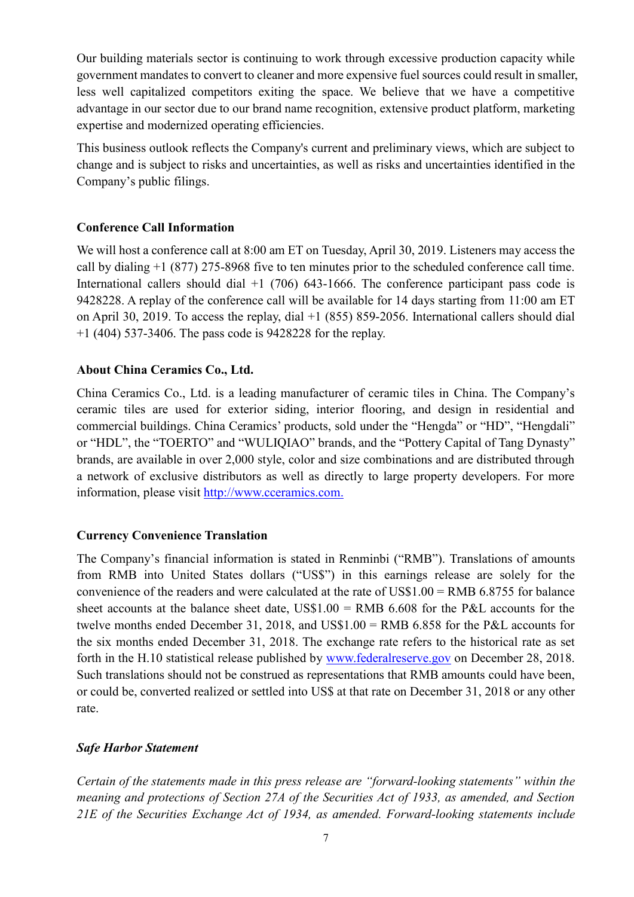Our building materials sector is continuing to work through excessive production capacity while government mandates to convert to cleaner and more expensive fuel sources could result in smaller, less well capitalized competitors exiting the space. We believe that we have a competitive advantage in our sector due to our brand name recognition, extensive product platform, marketing expertise and modernized operating efficiencies.

This business outlook reflects the Company's current and preliminary views, which are subject to change and is subject to risks and uncertainties, as well as risks and uncertainties identified in the Company's public filings.

**Conference Call Information**

We will host a conference call at 8:00 am ET on Tuesday, April 30, 2019. Listeners may access the call by dialing +1 (877) 275-8968 five to ten minutes prior to the scheduled conference call time. International callers should dial +1 (706) 643-1666. The conference participant pass code is 9428228. A replay of the conference call will be available for 14 days starting from 11:00 am ET on April 30, 2019. To access the replay, dial +1 (855) 859-2056. International callers should dial +1 (404) 537-3406. The pass code is 9428228 for the replay.

**About China Ceramics Co., Ltd.**

China Ceramics Co., Ltd. is a leading manufacturer of ceramic tiles in China. The Company's ceramic tiles are used for exterior siding, interior flooring, and design in residential and commercial buildings. China Ceramics' products, sold under the "Hengda" or "HD", "Hengdali" or "HDL", the "TOERTO" and "WULIQIAO" brands, and the "Pottery Capital of Tang Dynasty" brands, are available in over 2,000 style, color and size combinations and are distributed through a network of exclusive distributors as well as directly to large property developers. For more information, please visit [http://www.cceramics.com.](http://www.cceramics.com)

**Currency Convenience Translation**

The Company's financial information is stated in Renminbi ("RMB"). Translations of amounts from RMB into United States dollars ("US$") in this earnings release are solely for the convenience of the readers and were calculated at the rate of US$1.00 = RMB 6.8755 for balance sheet accounts at the balance sheet date, US$1.00 = RMB 6.608 for the P&L accounts for the twelve months ended December 31, 2018, and US$1.00 = RMB 6.858 for the P&L accounts for the six months ended December 31, 2018. The exchange rate refers to the historical rate as set forth in the H.10 statistical release published by [www.federalreserve.gov](http://www.federalreserve.gov) on December 28, 2018. Such translations should not be construed as representations that RMB amounts could have been, or could be, converted realized or settled into US$ at that rate on December 31, 2018 or any other rate.

***Safe Harbor Statement***

*Certain of the statements made in this press release are "forward-looking statements" within the meaning and protections of Section 27A of the Securities Act of 1933, as amended, and Section 21E of the Securities Exchange Act of 1934, as amended. Forward-looking statements include*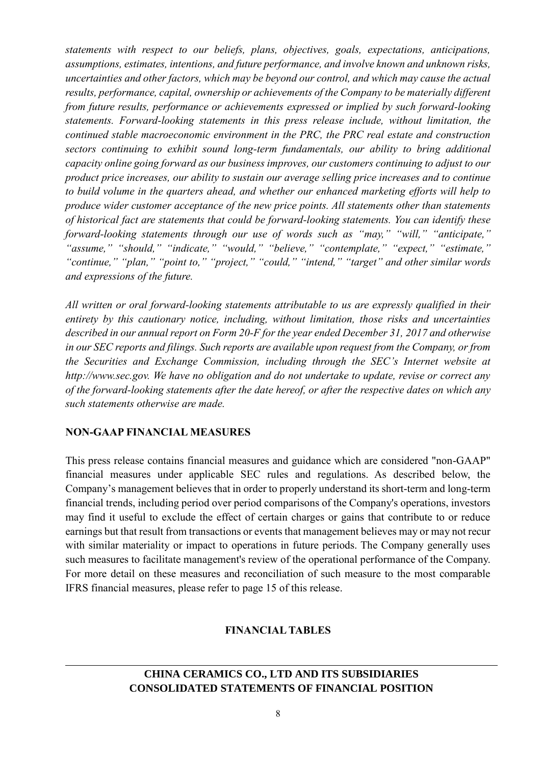*statements with respect to our beliefs, plans, objectives, goals, expectations, anticipations, assumptions, estimates, intentions, and future performance, and involve known and unknown risks, uncertainties and other factors, which may be beyond our control, and which may cause the actual results, performance, capital, ownership or achievements of the Company to be materially different from future results, performance or achievements expressed or implied by such forward-looking statements. Forward-looking statements in this press release include, without limitation, the continued stable macroeconomic environment in the PRC, the PRC real estate and construction sectors continuing to exhibit sound long-term fundamentals, our ability to bring additional capacity online going forward as our business improves, our customers continuing to adjust to our product price increases, our ability to sustain our average selling price increases and to continue to build volume in the quarters ahead, and whether our enhanced marketing efforts will help to produce wider customer acceptance of the new price points. All statements other than statements of historical fact are statements that could be forward-looking statements. You can identify these forward-looking statements through our use of words such as "may," "will," "anticipate," "assume," "should," "indicate," "would," "believe," "contemplate," "expect," "estimate," "continue," "plan," "point to," "project," "could," "intend," "target" and other similar words and expressions of the future.*

*All written or oral forward-looking statements attributable to us are expressly qualified in their entirety by this cautionary notice, including, without limitation, those risks and uncertainties described in our annual report on Form 20-F for the year ended December 31, 2017 and otherwise in our SEC reports and filings. Such reports are available upon request from the Company, or from the Securities and Exchange Commission, including through the SEC's Internet website at http://www.sec.gov. We have no obligation and do not undertake to update, revise or correct any of the forward-looking statements after the date hereof, or after the respective dates on which any such statements otherwise are made.*

**NON-GAAP FINANCIAL MEASURES**

This press release contains financial measures and guidance which are considered "non-GAAP" financial measures under applicable SEC rules and regulations. As described below, the Company's management believes that in order to properly understand its short-term and long-term financial trends, including period over period comparisons of the Company's operations, investors may find it useful to exclude the effect of certain charges or gains that contribute to or reduce earnings but that result from transactions or events that management believes may or may not recur with similar materiality or impact to operations in future periods. The Company generally uses such measures to facilitate management's review of the operational performance of the Company. For more detail on these measures and reconciliation of such measure to the most comparable IFRS financial measures, please refer to page 15 of this release.

**FINANCIAL TABLES**

**CHINA CERAMICS CO., LTD AND ITS SUBSIDIARIES**
**CONSOLIDATED STATEMENTS OF FINANCIAL POSITION**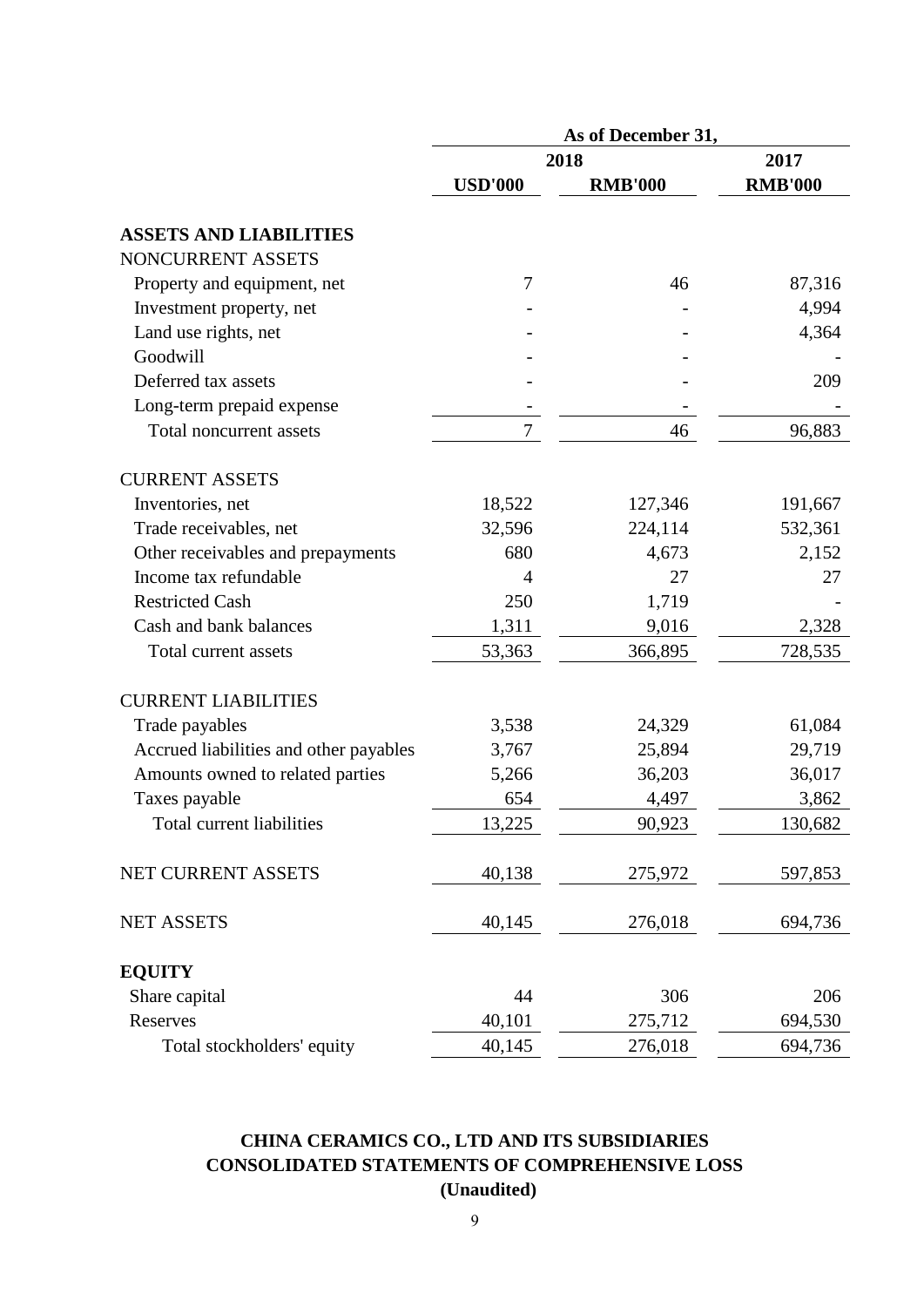| | As of December 31, | | |
|---|---|---|---|
| | 2018 | | 2017 |
| | USD'000 | RMB'000 | RMB'000 |
| **ASSETS AND LIABILITIES** | | | |
| NONCURRENT ASSETS | | | |
| Property and equipment, net | 7 | 46 | 87,316 |
| Investment property, net | - | - | 4,994 |
| Land use rights, net | - | - | 4,364 |
| Goodwill | - | - | - |
| Deferred tax assets | - | - | 209 |
| Long-term prepaid expense | - | - | - |
| Total noncurrent assets | 7 | 46 | 96,883 |
| CURRENT ASSETS | | | |
| Inventories, net | 18,522 | 127,346 | 191,667 |
| Trade receivables, net | 32,596 | 224,114 | 532,361 |
| Other receivables and prepayments | 680 | 4,673 | 2,152 |
| Income tax refundable | 4 | 27 | 27 |
| Restricted Cash | 250 | 1,719 | - |
| Cash and bank balances | 1,311 | 9,016 | 2,328 |
| Total current assets | 53,363 | 366,895 | 728,535 |
| CURRENT LIABILITIES | | | |
| Trade payables | 3,538 | 24,329 | 61,084 |
| Accrued liabilities and other payables | 3,767 | 25,894 | 29,719 |
| Amounts owned to related parties | 5,266 | 36,203 | 36,017 |
| Taxes payable | 654 | 4,497 | 3,862 |
| Total current liabilities | 13,225 | 90,923 | 130,682 |
| NET CURRENT ASSETS | 40,138 | 275,972 | 597,853 |
| NET ASSETS | 40,145 | 276,018 | 694,736 |
| **EQUITY** | | | |
| Share capital | 44 | 306 | 206 |
| Reserves | 40,101 | 275,712 | 694,530 |
| Total stockholders' equity | 40,145 | 276,018 | 694,736 |

**CHINA CERAMICS CO., LTD AND ITS SUBSIDIARIES**
**CONSOLIDATED STATEMENTS OF COMPREHENSIVE LOSS**
**(Unaudited)**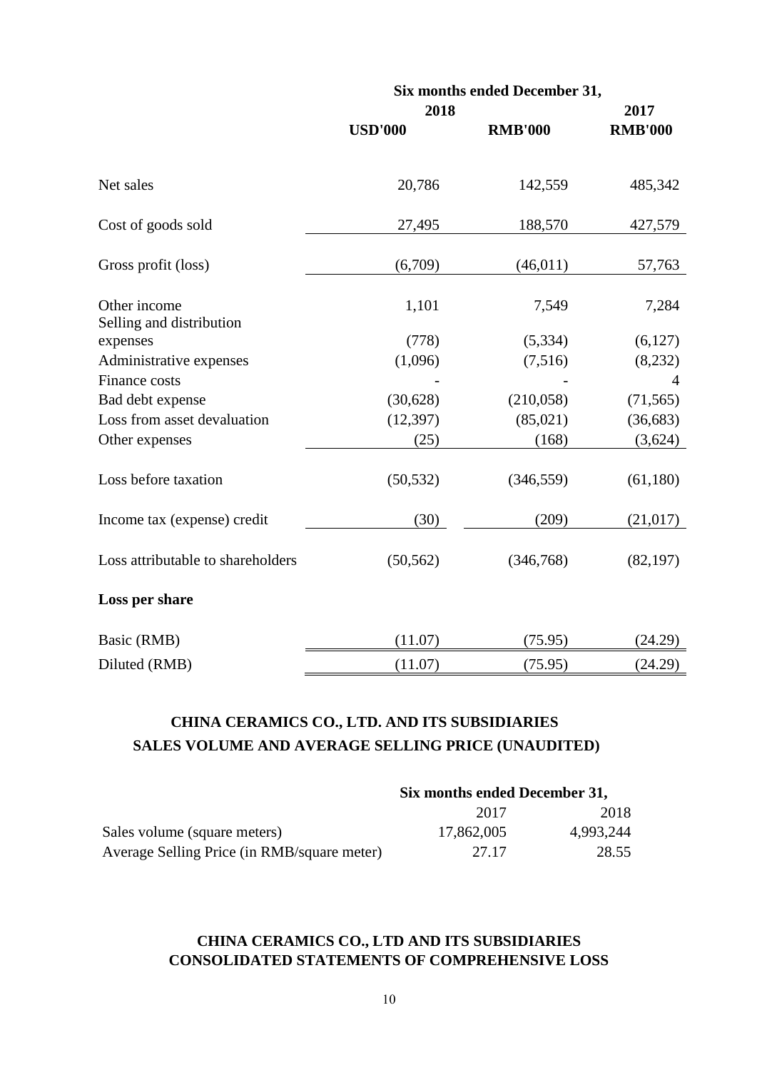| | Six months ended December 31, | | |
|---|---|---|---|
| | 2018 | | 2017 |
| | USD'000 | RMB'000 | RMB'000 |
| Net sales | 20,786 | 142,559 | 485,342 |
| Cost of goods sold | 27,495 | 188,570 | 427,579 |
| Gross profit (loss) | (6,709) | (46,011) | 57,763 |
| Other income | 1,101 | 7,549 | 7,284 |
| Selling and distribution expenses | (778) | (5,334) | (6,127) |
| Administrative expenses | (1,096) | (7,516) | (8,232) |
| Finance costs | - | - | 4 |
| Bad debt expense | (30,628) | (210,058) | (71,565) |
| Loss from asset devaluation | (12,397) | (85,021) | (36,683) |
| Other expenses | (25) | (168) | (3,624) |
| Loss before taxation | (50,532) | (346,559) | (61,180) |
| Income tax (expense) credit | (30) | (209) | (21,017) |
| Loss attributable to shareholders | (50,562) | (346,768) | (82,197) |
| **Loss per share** | | | |
| Basic (RMB) | (11.07) | (75.95) | (24.29) |
| Diluted (RMB) | (11.07) | (75.95) | (24.29) |

**CHINA CERAMICS CO., LTD. AND ITS SUBSIDIARIES**
**SALES VOLUME AND AVERAGE SELLING PRICE (UNAUDITED)**

| | Six months ended December 31, | |
|---|---|---|
| | 2017 | 2018 |
| Sales volume (square meters) | 17,862,005 | 4,993,244 |
| Average Selling Price (in RMB/square meter) | 27.17 | 28.55 |

**CHINA CERAMICS CO., LTD AND ITS SUBSIDIARIES**
**CONSOLIDATED STATEMENTS OF COMPREHENSIVE LOSS**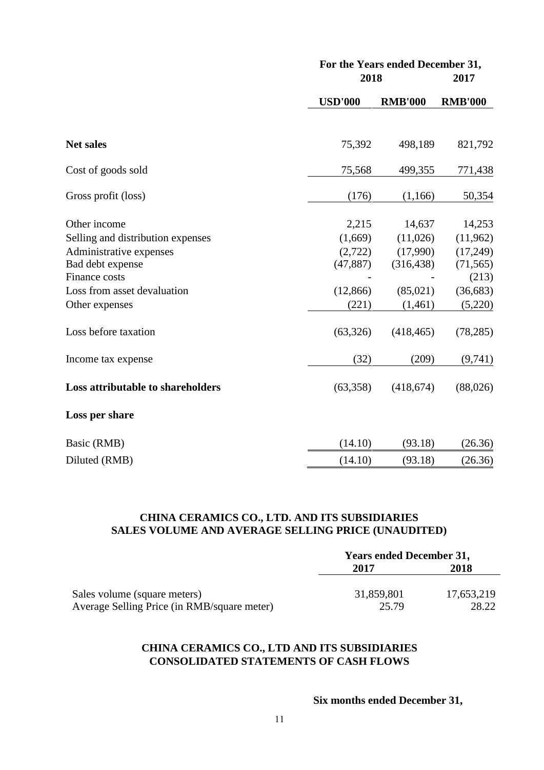| | For the Years ended December 31, | | |
|---|---|---|---|
| | 2018 | | 2017 |
| | USD'000 | RMB'000 | RMB'000 |
| **Net sales** | 75,392 | 498,189 | 821,792 |
| Cost of goods sold | 75,568 | 499,355 | 771,438 |
| Gross profit (loss) | (176) | (1,166) | 50,354 |
| Other income | 2,215 | 14,637 | 14,253 |
| Selling and distribution expenses | (1,669) | (11,026) | (11,962) |
| Administrative expenses | (2,722) | (17,990) | (17,249) |
| Bad debt expense | (47,887) | (316,438) | (71,565) |
| Finance costs | - | - | (213) |
| Loss from asset devaluation | (12,866) | (85,021) | (36,683) |
| Other expenses | (221) | (1,461) | (5,220) |
| Loss before taxation | (63,326) | (418,465) | (78,285) |
| Income tax expense | (32) | (209) | (9,741) |
| **Loss attributable to shareholders** | (63,358) | (418,674) | (88,026) |
| **Loss per share** | | | |
| Basic (RMB) | (14.10) | (93.18) | (26.36) |
| Diluted (RMB) | (14.10) | (93.18) | (26.36) |

## CHINA CERAMICS CO., LTD. AND ITS SUBSIDIARIES
## SALES VOLUME AND AVERAGE SELLING PRICE (UNAUDITED)

| | Years ended December 31, | |
|---|---|---|
| | 2017 | 2018 |
| Sales volume (square meters) | 31,859,801 | 17,653,219 |
| Average Selling Price (in RMB/square meter) | 25.79 | 28.22 |

## CHINA CERAMICS CO., LTD AND ITS SUBSIDIARIES
## CONSOLIDATED STATEMENTS OF CASH FLOWS

**Six months ended December 31,**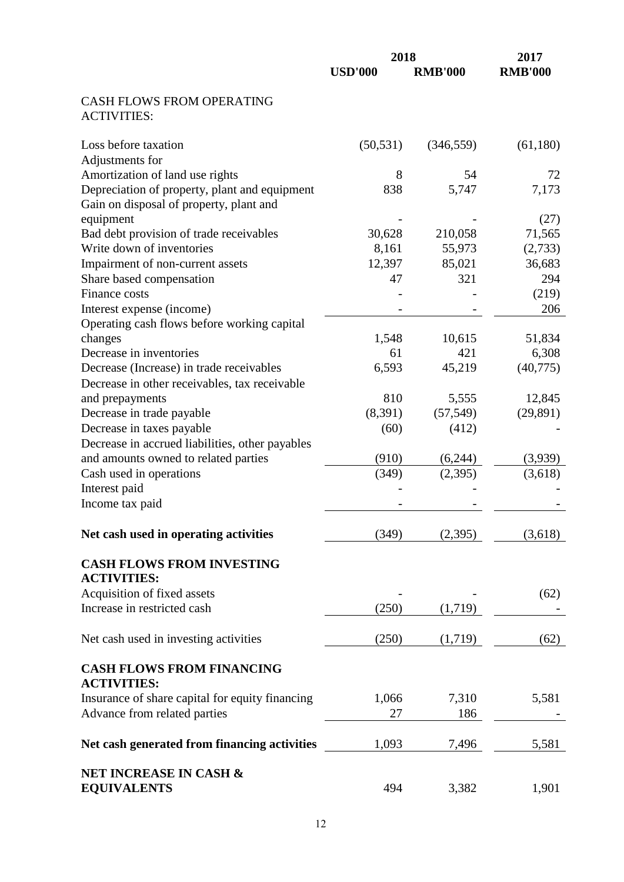| | 2018 | | 2017 |
|---|---|---|---|
| | USD'000 | RMB'000 | RMB'000 |
| **CASH FLOWS FROM OPERATING ACTIVITIES:** | | | |
| Loss before taxation | (50,531) | (346,559) | (61,180) |
| Adjustments for | | | |
| Amortization of land use rights | 8 | 54 | 72 |
| Depreciation of property, plant and equipment | 838 | 5,747 | 7,173 |
| Gain on disposal of property, plant and equipment | - | - | (27) |
| Bad debt provision of trade receivables | 30,628 | 210,058 | 71,565 |
| Write down of inventories | 8,161 | 55,973 | (2,733) |
| Impairment of non-current assets | 12,397 | 85,021 | 36,683 |
| Share based compensation | 47 | 321 | 294 |
| Finance costs | - | - | (219) |
| Interest expense (income) | - | - | 206 |
| Operating cash flows before working capital changes | 1,548 | 10,615 | 51,834 |
| Decrease in inventories | 61 | 421 | 6,308 |
| Decrease (Increase) in trade receivables | 6,593 | 45,219 | (40,775) |
| Decrease in other receivables, tax receivable and prepayments | 810 | 5,555 | 12,845 |
| Decrease in trade payable | (8,391) | (57,549) | (29,891) |
| Decrease in taxes payable | (60) | (412) | - |
| Decrease in accrued liabilities, other payables and amounts owned to related parties | (910) | (6,244) | (3,939) |
| Cash used in operations | (349) | (2,395) | (3,618) |
| Interest paid | - | - | - |
| Income tax paid | - | - | - |
| **Net cash used in operating activities** | (349) | (2,395) | (3,618) |
| **CASH FLOWS FROM INVESTING ACTIVITIES:** | | | |
| Acquisition of fixed assets | - | - | (62) |
| Increase in restricted cash | (250) | (1,719) | - |
| Net cash used in investing activities | (250) | (1,719) | (62) |
| **CASH FLOWS FROM FINANCING ACTIVITIES:** | | | |
| Insurance of share capital for equity financing | 1,066 | 7,310 | 5,581 |
| Advance from related parties | 27 | 186 | - |
| **Net cash generated from financing activities** | 1,093 | 7,496 | 5,581 |
| **NET INCREASE IN CASH & EQUIVALENTS** | 494 | 3,382 | 1,901 |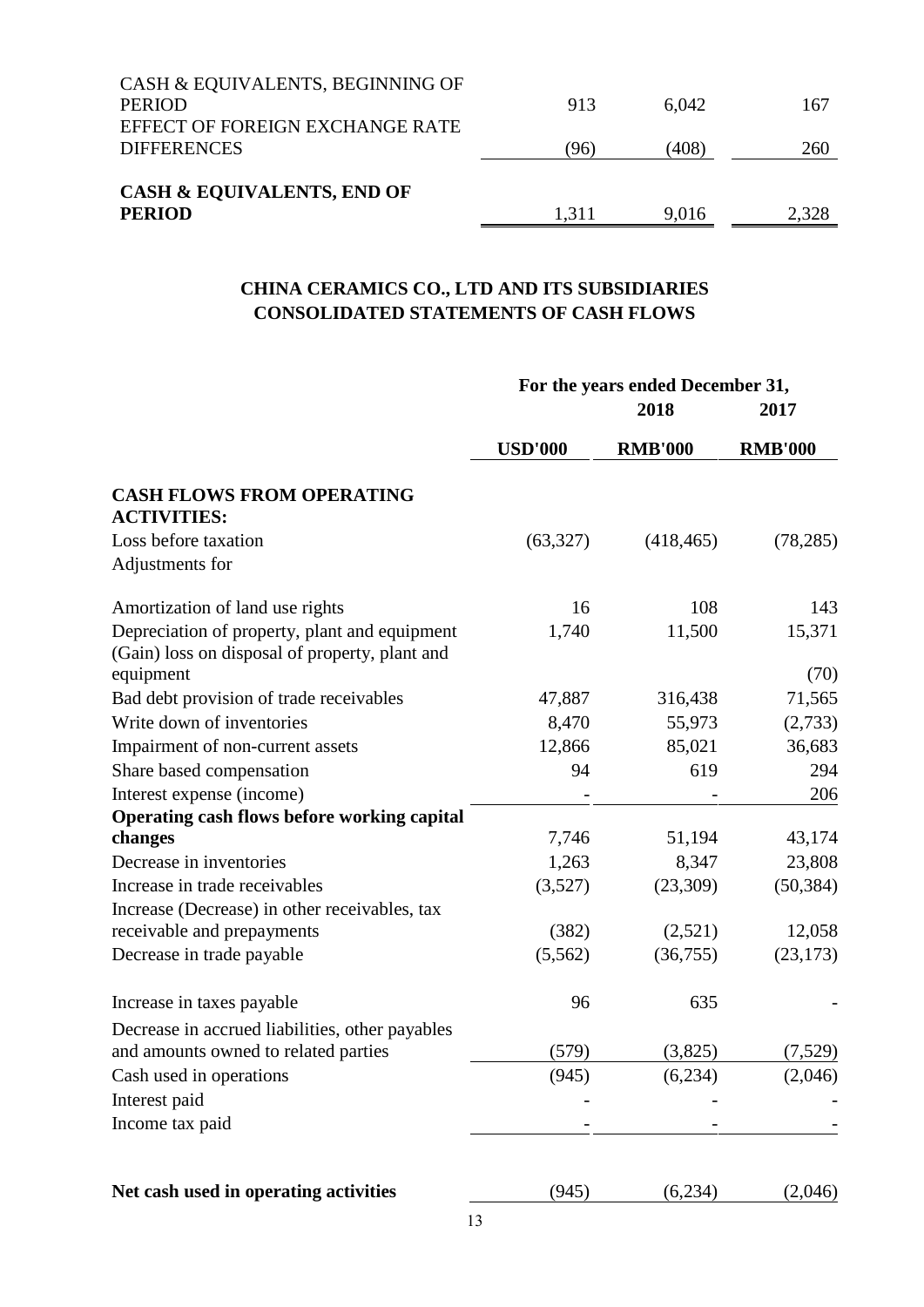| | | | |
|---|---|---|---|
| CASH & EQUIVALENTS, BEGINNING OF PERIOD | 913 | 6,042 | 167 |
| EFFECT OF FOREIGN EXCHANGE RATE DIFFERENCES | (96) | (408) | 260 |
| **CASH & EQUIVALENTS, END OF PERIOD** | 1,311 | 9,016 | 2,328 |

## CHINA CERAMICS CO., LTD AND ITS SUBSIDIARIES
## CONSOLIDATED STATEMENTS OF CASH FLOWS

| | For the years ended December 31, | | |
|---|---|---|---|
| | | 2018 | 2017 |
| | USD'000 | RMB'000 | RMB'000 |
| **CASH FLOWS FROM OPERATING ACTIVITIES:** | | | |
| Loss before taxation | (63,327) | (418,465) | (78,285) |
| Adjustments for | | | |
| Amortization of land use rights | 16 | 108 | 143 |
| Depreciation of property, plant and equipment | 1,740 | 11,500 | 15,371 |
| (Gain) loss on disposal of property, plant and equipment | | | (70) |
| Bad debt provision of trade receivables | 47,887 | 316,438 | 71,565 |
| Write down of inventories | 8,470 | 55,973 | (2,733) |
| Impairment of non-current assets | 12,866 | 85,021 | 36,683 |
| Share based compensation | 94 | 619 | 294 |
| Interest expense (income) | - | - | 206 |
| **Operating cash flows before working capital changes** | 7,746 | 51,194 | 43,174 |
| Decrease in inventories | 1,263 | 8,347 | 23,808 |
| Increase in trade receivables | (3,527) | (23,309) | (50,384) |
| Increase (Decrease) in other receivables, tax receivable and prepayments | (382) | (2,521) | 12,058 |
| Decrease in trade payable | (5,562) | (36,755) | (23,173) |
| Increase in taxes payable | 96 | 635 | - |
| Decrease in accrued liabilities, other payables and amounts owned to related parties | (579) | (3,825) | (7,529) |
| Cash used in operations | (945) | (6,234) | (2,046) |
| Interest paid | - | - | - |
| Income tax paid | - | - | - |
| **Net cash used in operating activities** | (945) | (6,234) | (2,046) |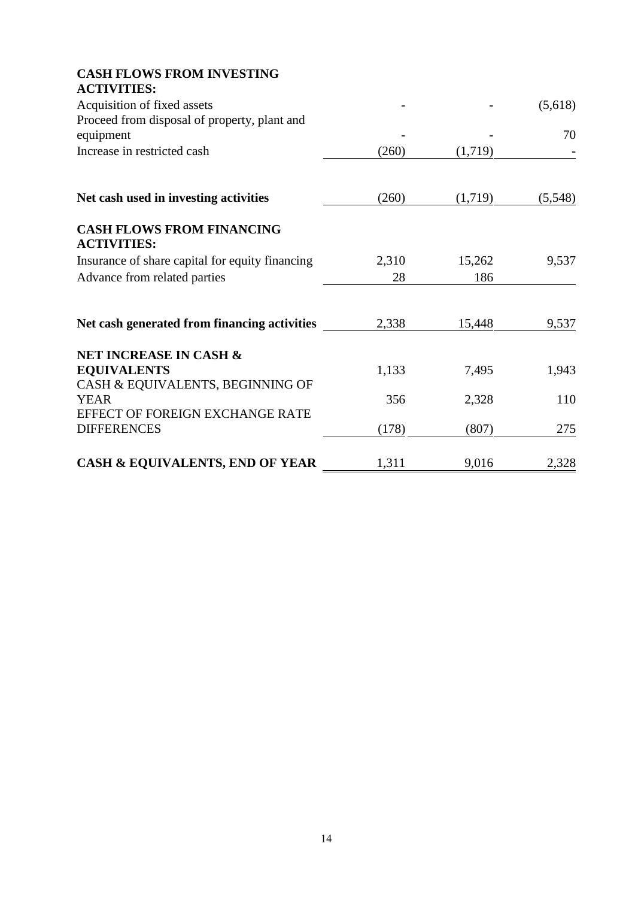| | | | |
|---|---|---|---|
| **CASH FLOWS FROM INVESTING ACTIVITIES:** | | | |
| Acquisition of fixed assets | - | - | (5,618) |
| Proceed from disposal of property, plant and equipment | - | - | 70 |
| Increase in restricted cash | (260) | (1,719) | - |
| **Net cash used in investing activities** | (260) | (1,719) | (5,548) |
| **CASH FLOWS FROM FINANCING ACTIVITIES:** | | | |
| Insurance of share capital for equity financing | 2,310 | 15,262 | 9,537 |
| Advance from related parties | 28 | 186 | |
| **Net cash generated from financing activities** | 2,338 | 15,448 | 9,537 |
| **NET INCREASE IN CASH & EQUIVALENTS** | 1,133 | 7,495 | 1,943 |
| CASH & EQUIVALENTS, BEGINNING OF YEAR | 356 | 2,328 | 110 |
| EFFECT OF FOREIGN EXCHANGE RATE DIFFERENCES | (178) | (807) | 275 |
| **CASH & EQUIVALENTS, END OF YEAR** | 1,311 | 9,016 | 2,328 |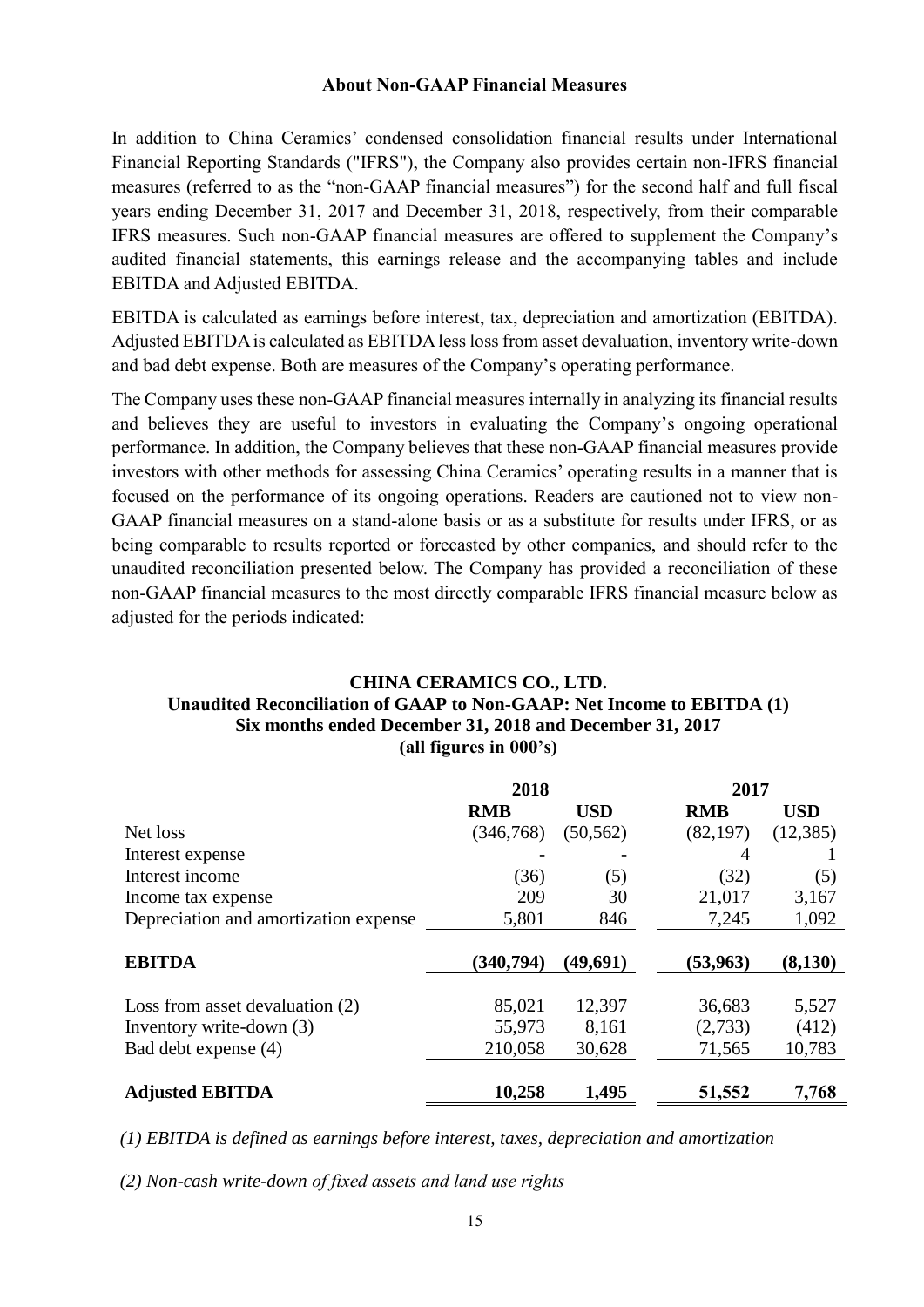### About Non-GAAP Financial Measures

In addition to China Ceramics' condensed consolidation financial results under International Financial Reporting Standards ("IFRS"), the Company also provides certain non-IFRS financial measures (referred to as the "non-GAAP financial measures") for the second half and full fiscal years ending December 31, 2017 and December 31, 2018, respectively, from their comparable IFRS measures. Such non-GAAP financial measures are offered to supplement the Company's audited financial statements, this earnings release and the accompanying tables and include EBITDA and Adjusted EBITDA.

EBITDA is calculated as earnings before interest, tax, depreciation and amortization (EBITDA). Adjusted EBITDA is calculated as EBITDA less loss from asset devaluation, inventory write-down and bad debt expense. Both are measures of the Company's operating performance.

The Company uses these non-GAAP financial measures internally in analyzing its financial results and believes they are useful to investors in evaluating the Company's ongoing operational performance. In addition, the Company believes that these non-GAAP financial measures provide investors with other methods for assessing China Ceramics' operating results in a manner that is focused on the performance of its ongoing operations. Readers are cautioned not to view non-GAAP financial measures on a stand-alone basis or as a substitute for results under IFRS, or as being comparable to results reported or forecasted by other companies, and should refer to the unaudited reconciliation presented below. The Company has provided a reconciliation of these non-GAAP financial measures to the most directly comparable IFRS financial measure below as adjusted for the periods indicated:

**CHINA CERAMICS CO., LTD.**
**Unaudited Reconciliation of GAAP to Non-GAAP: Net Income to EBITDA (1)**
**Six months ended December 31, 2018 and December 31, 2017**
**(all figures in 000's)**

| | 2018 | | 2017 | |
|---|---|---|---|---|
| | RMB | USD | RMB | USD |
| Net loss | (346,768) | (50,562) | (82,197) | (12,385) |
| Interest expense | - | - | 4 | 1 |
| Interest income | (36) | (5) | (32) | (5) |
| Income tax expense | 209 | 30 | 21,017 | 3,167 |
| Depreciation and amortization expense | 5,801 | 846 | 7,245 | 1,092 |
| **EBITDA** | **(340,794)** | **(49,691)** | **(53,963)** | **(8,130)** |
| Loss from asset devaluation (2) | 85,021 | 12,397 | 36,683 | 5,527 |
| Inventory write-down (3) | 55,973 | 8,161 | (2,733) | (412) |
| Bad debt expense (4) | 210,058 | 30,628 | 71,565 | 10,783 |
| **Adjusted EBITDA** | **10,258** | **1,495** | **51,552** | **7,768** |

*(1) EBITDA is defined as earnings before interest, taxes, depreciation and amortization*

*(2) Non-cash write-down of fixed assets and land use rights*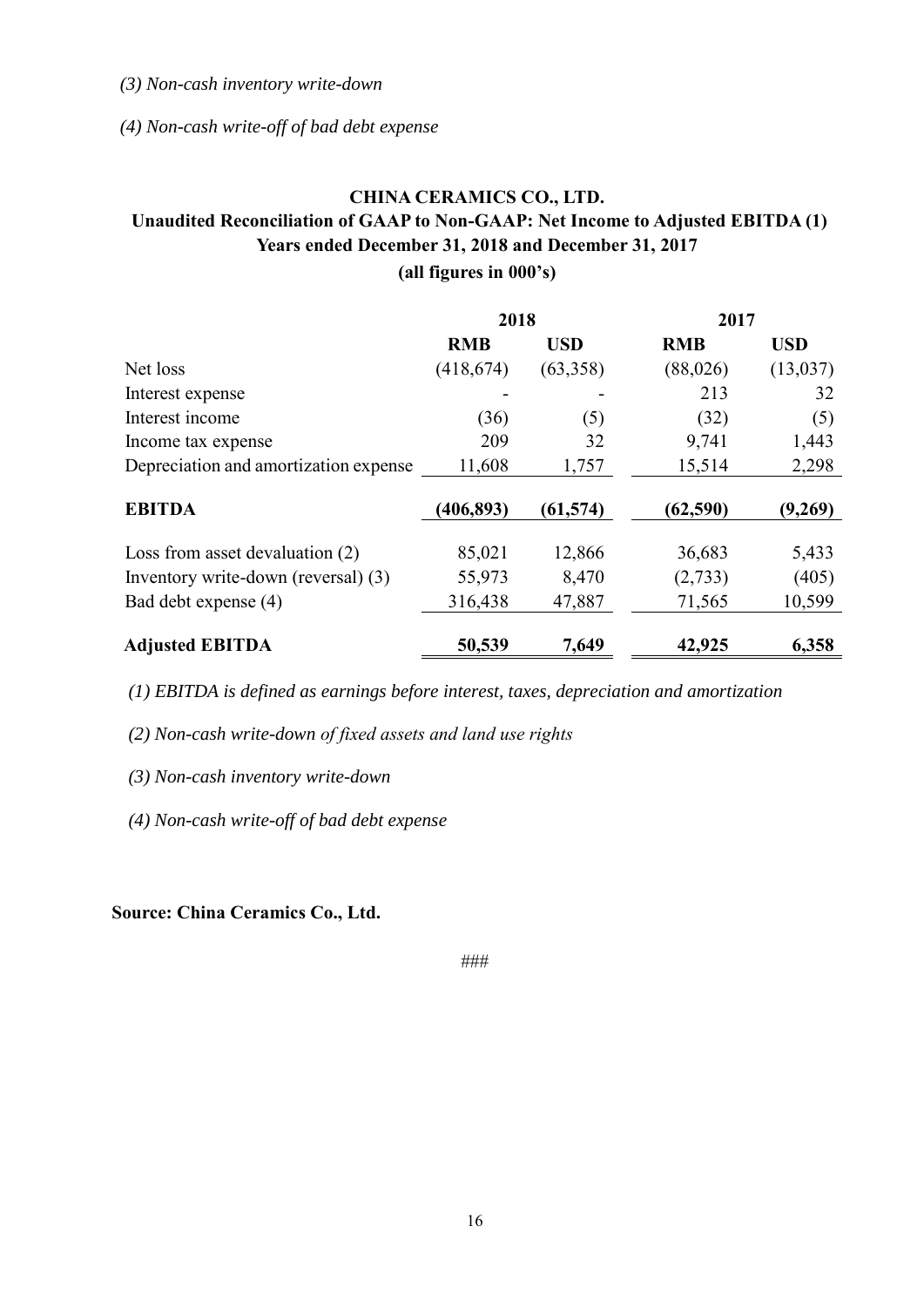*(3) Non-cash inventory write-down*

*(4) Non-cash write-off of bad debt expense*

**CHINA CERAMICS CO., LTD.**
**Unaudited Reconciliation of GAAP to Non-GAAP: Net Income to Adjusted EBITDA (1)**
**Years ended December 31, 2018 and December 31, 2017**
**(all figures in 000's)**

| | 2018 | | 2017 | |
|---|---|---|---|---|
| | **RMB** | **USD** | **RMB** | **USD** |
| Net loss | (418,674) | (63,358) | (88,026) | (13,037) |
| Interest expense | - | - | 213 | 32 |
| Interest income | (36) | (5) | (32) | (5) |
| Income tax expense | 209 | 32 | 9,741 | 1,443 |
| Depreciation and amortization expense | 11,608 | 1,757 | 15,514 | 2,298 |
| **EBITDA** | **(406,893)** | **(61,574)** | **(62,590)** | **(9,269)** |
| Loss from asset devaluation (2) | 85,021 | 12,866 | 36,683 | 5,433 |
| Inventory write-down (reversal) (3) | 55,973 | 8,470 | (2,733) | (405) |
| Bad debt expense (4) | 316,438 | 47,887 | 71,565 | 10,599 |
| **Adjusted EBITDA** | **50,539** | **7,649** | **42,925** | **6,358** |

*(1) EBITDA is defined as earnings before interest, taxes, depreciation and amortization*

*(2) Non-cash write-down of fixed assets and land use rights*

*(3) Non-cash inventory write-down*

*(4) Non-cash write-off of bad debt expense*

**Source: China Ceramics Co., Ltd.**

###